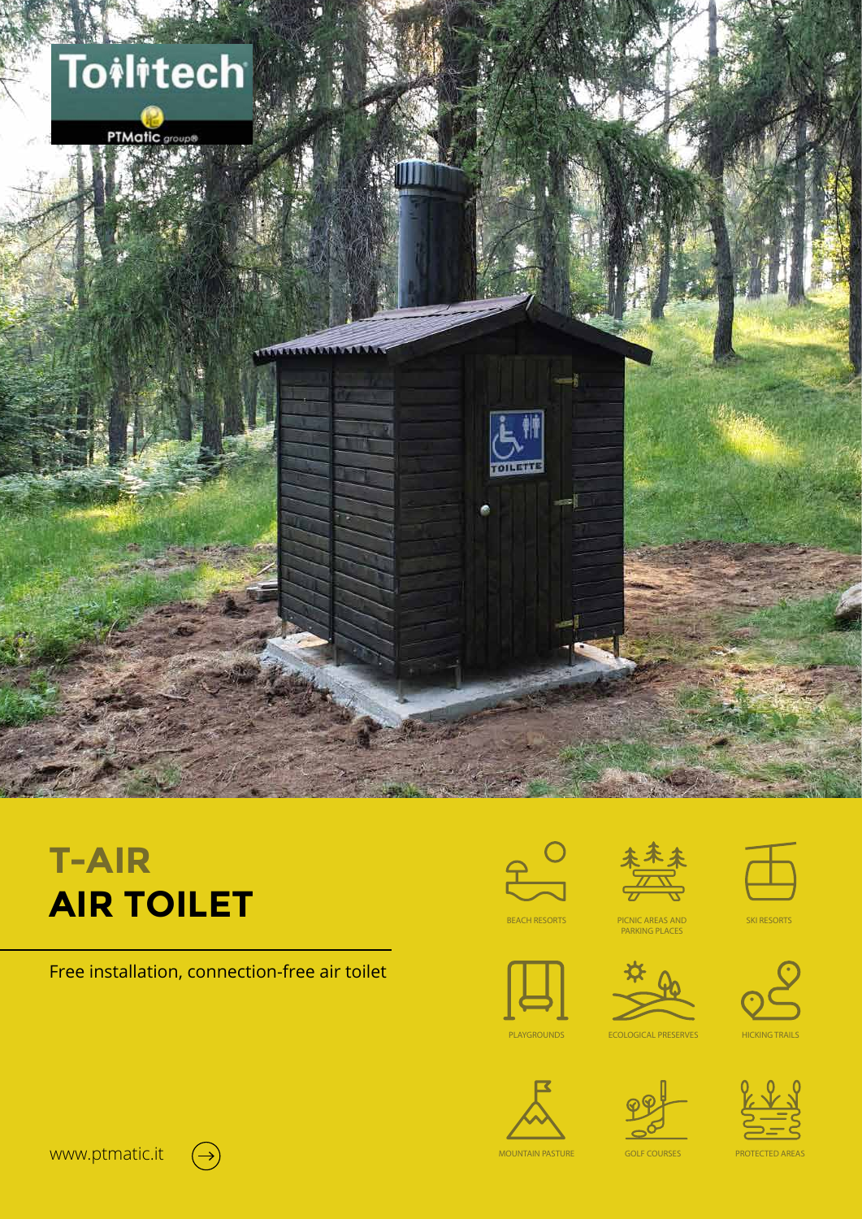Toilitech

PTMatic group®

# T-AIR
# AIR TOILET

Free installation, connection-free air toilet

BEACH RESORTS

PICNIC AREAS AND PARKING PLACES

SKI RESORTS

PLAYGROUNDS

ECOLOGICAL PRESERVES

HICKING TRAILS

MOUNTAIN PASTURE

GOLF COURSES

PROTECTED AREAS

www.ptmatic.it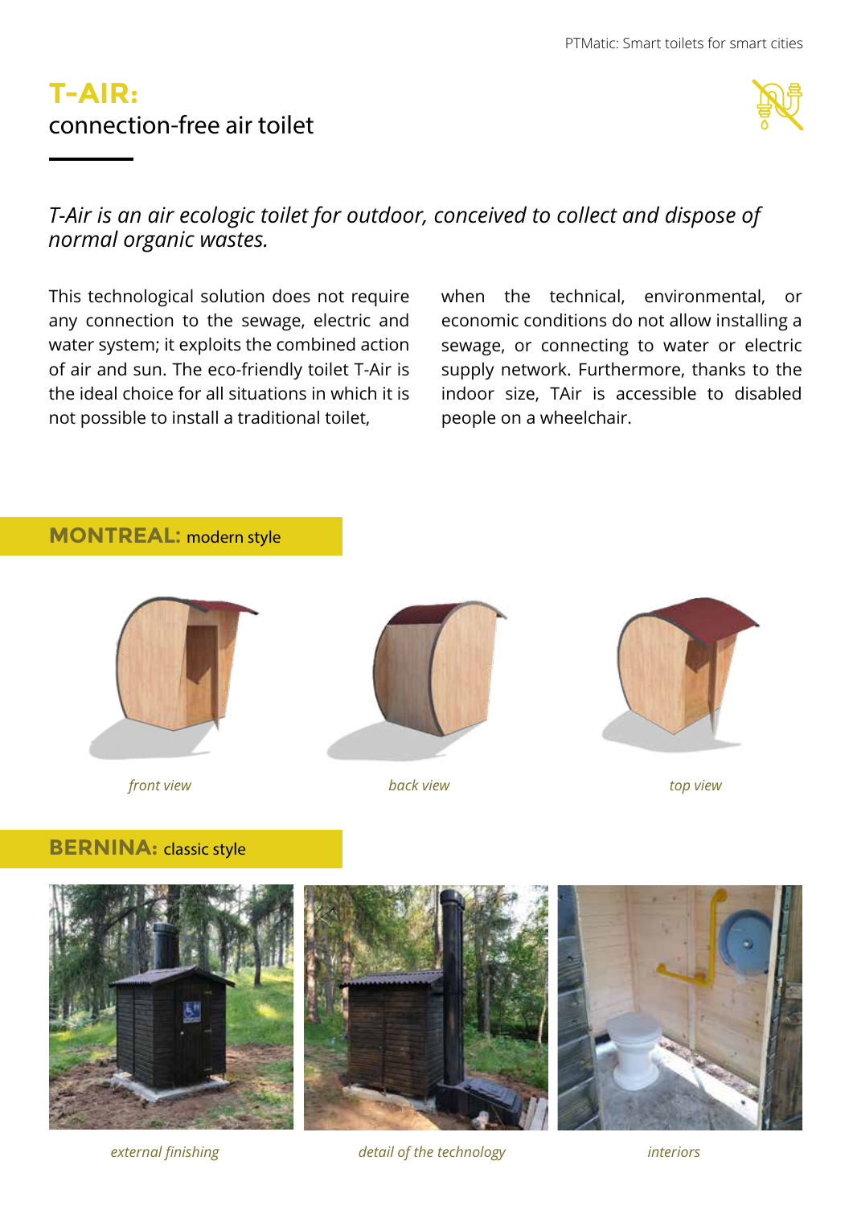# T-AIR:
connection-free air toilet

*T-Air is an air ecologic toilet for outdoor, conceived to collect and dispose of normal organic wastes.*

This technological solution does not require any connection to the sewage, electric and water system; it exploits the combined action of air and sun. The eco-friendly toilet T-Air is the ideal choice for all situations in which it is not possible to install a traditional toilet, when the technical, environmental, or economic conditions do not allow installing a sewage, or connecting to water or electric supply network. Furthermore, thanks to the indoor size, TAir is accessible to disabled people on a wheelchair.

## MONTREAL: modern style

*front view*

*back view*

*top view*

## BERNINA: classic style

*external finishing*

*detail of the technology*

*interiors*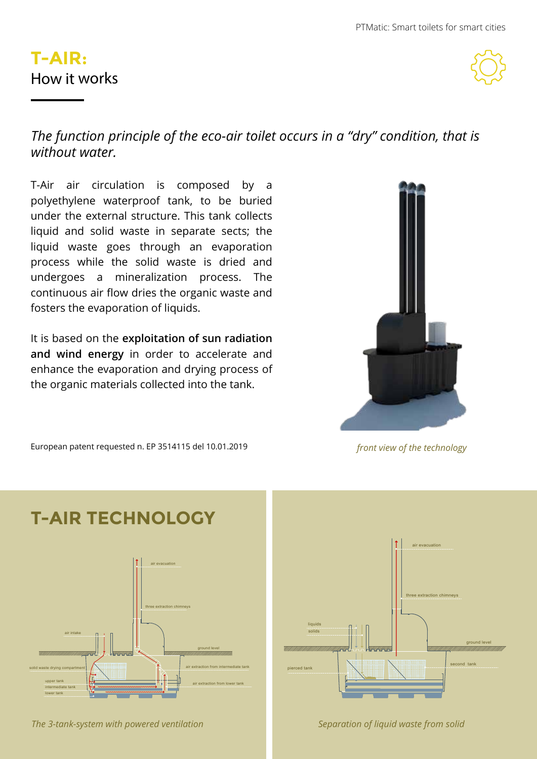# T-AIR:
How it works

*The function principle of the eco-air toilet occurs in a "dry" condition, that is without water.*

T-Air air circulation is composed by a polyethylene waterproof tank, to be buried under the external structure. This tank collects liquid and solid waste in separate sects; the liquid waste goes through an evaporation process while the solid waste is dried and undergoes a mineralization process. The continuous air flow dries the organic waste and fosters the evaporation of liquids.

It is based on the **exploitation of sun radiation and wind energy** in order to accelerate and enhance the evaporation and drying process of the organic materials collected into the tank.

European patent requested n. EP 3514115 del 10.01.2019

*front view of the technology*

## T-AIR TECHNOLOGY

*The 3-tank-system with powered ventilation*

*Separation of liquid waste from solid*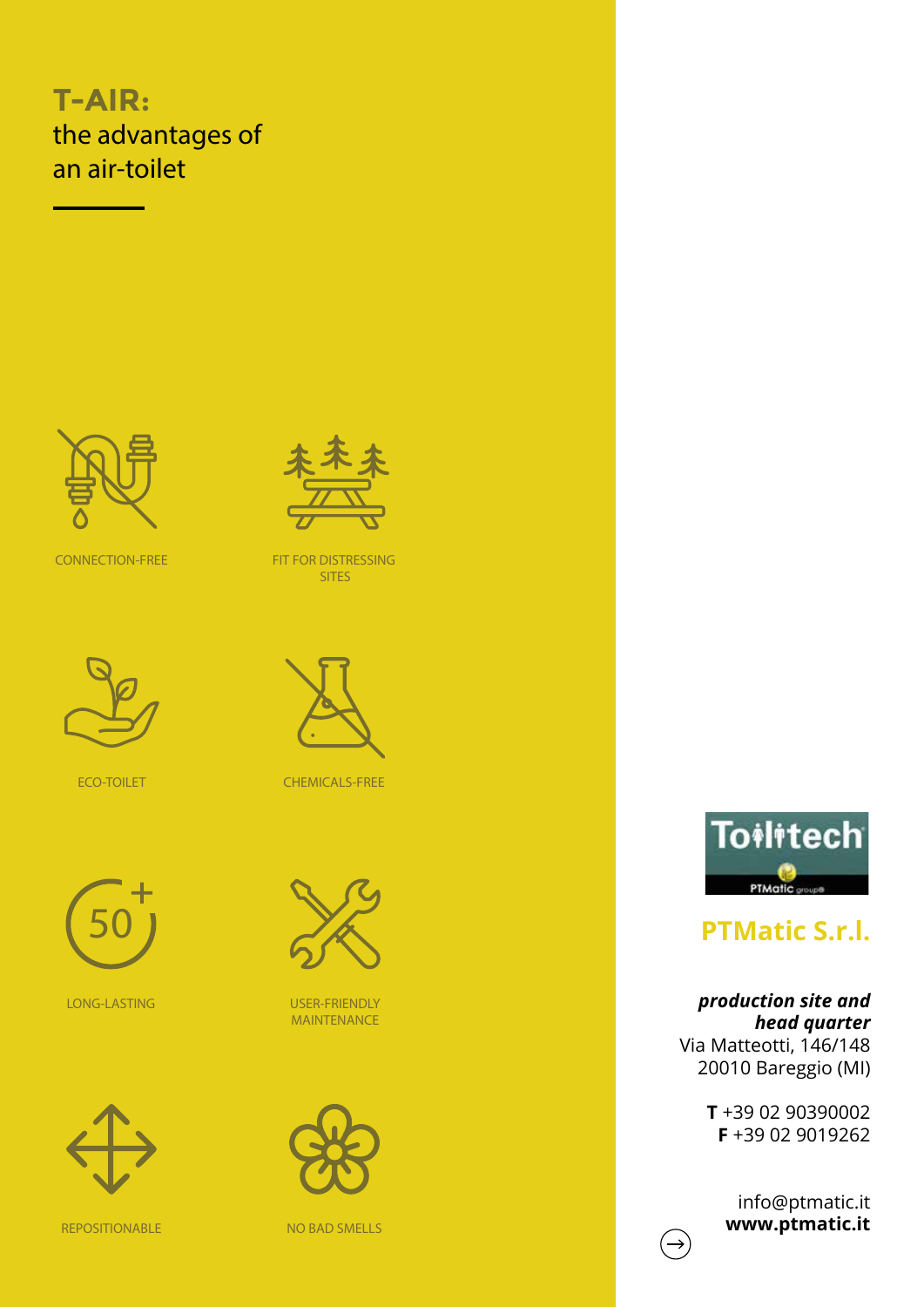## T-AIR:
the advantages of an air-toilet

CONNECTION-FREE

FIT FOR DISTRESSING SITES

ECO-TOILET

CHEMICALS-FREE

50+

LONG-LASTING

USER-FRIENDLY MAINTENANCE

REPOSITIONABLE

NO BAD SMELLS

Toilitech
PTMatic group

## PTMatic S.r.l.

***production site and head quarter***
Via Matteotti, 146/148
20010 Bareggio (MI)

**T** +39 02 90390002
**F** +39 02 9019262

info@ptmatic.it
**www.ptmatic.it**